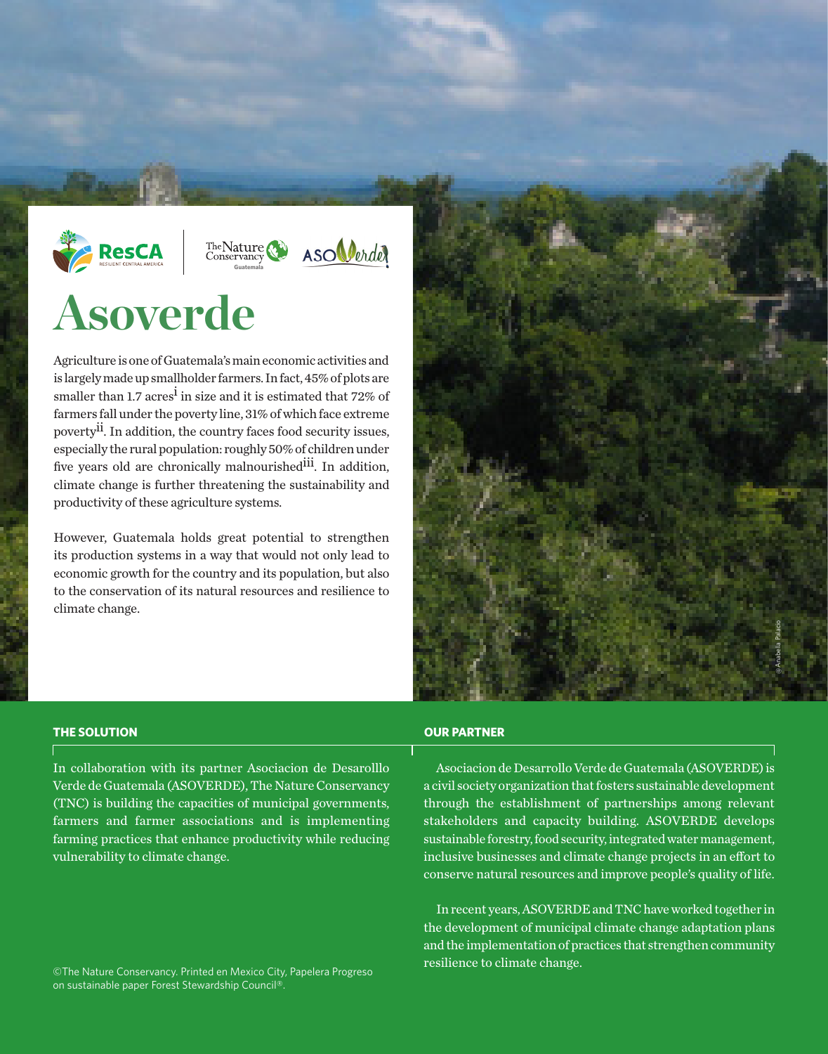# Asoverde

Agriculture is one of Guatemala's main economic activities and is largely made up smallholder farmers. In fact, 45% of plots are smaller than 1.7 acres[i] in size and it is estimated that 72% of farmers fall under the poverty line, 31% of which face extreme poverty[ii]. In addition, the country faces food security issues, especially the rural population: roughly 50% of children under five years old are chronically malnourished[iii]. In addition, climate change is further threatening the sustainability and productivity of these agriculture systems.

However, Guatemala holds great potential to strengthen its production systems in a way that would not only lead to economic growth for the country and its population, but also to the conservation of its natural resources and resilience to climate change.

@Anabella Palacio

## THE SOLUTION

In collaboration with its partner Asociacion de Desarolllo Verde de Guatemala (ASOVERDE), The Nature Conservancy (TNC) is building the capacities of municipal governments, farmers and farmer associations and is implementing farming practices that enhance productivity while reducing vulnerability to climate change.

## OUR PARTNER

Asociacion de Desarrollo Verde de Guatemala (ASOVERDE) is a civil society organization that fosters sustainable development through the establishment of partnerships among relevant stakeholders and capacity building. ASOVERDE develops sustainable forestry, food security, integrated water management, inclusive businesses and climate change projects in an effort to conserve natural resources and improve people's quality of life.

In recent years, ASOVERDE and TNC have worked together in the development of municipal climate change adaptation plans and the implementation of practices that strengthen community resilience to climate change.

©The Nature Conservancy. Printed en Mexico City, Papelera Progreso on sustainable paper Forest Stewardship Council®.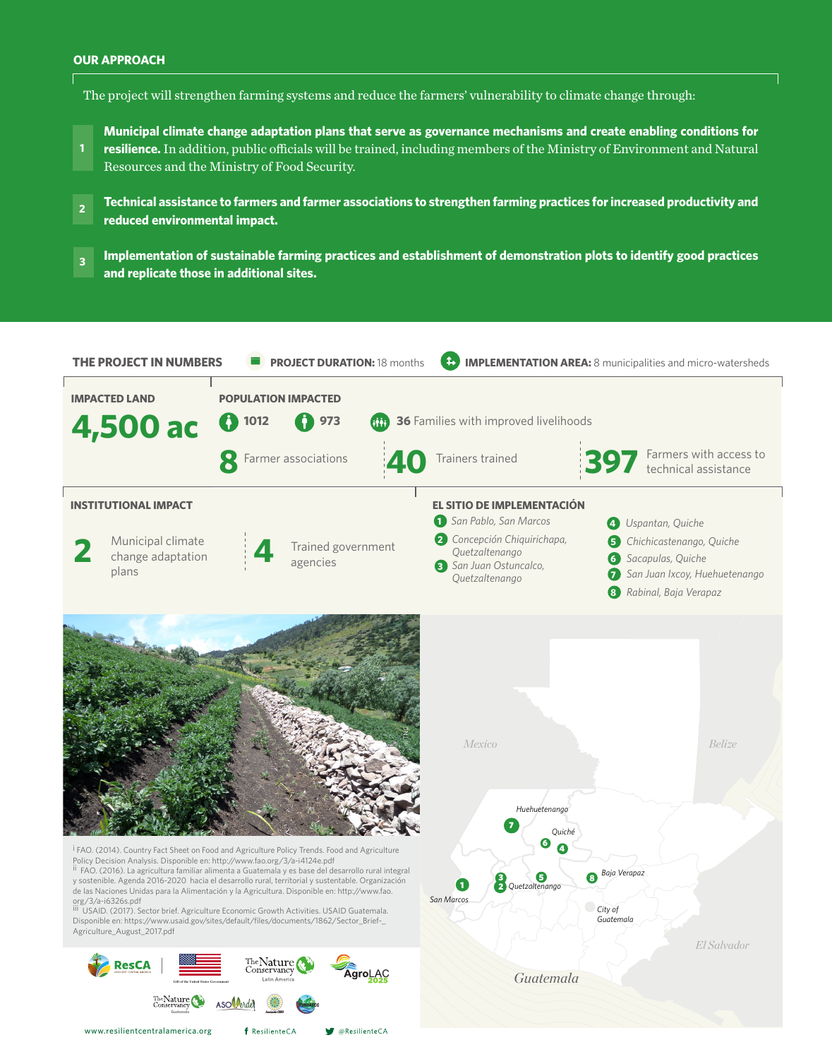## OUR APPROACH

The project will strengthen farming systems and reduce the farmers' vulnerability to climate change through:

1. **Municipal climate change adaptation plans that serve as governance mechanisms and create enabling conditions for resilience.** In addition, public officials will be trained, including members of the Ministry of Environment and Natural Resources and the Ministry of Food Security.
2. **Technical assistance to farmers and farmer associations to strengthen farming practices for increased productivity and reduced environmental impact.**
3. **Implementation of sustainable farming practices and establishment of demonstration plots to identify good practices and replicate those in additional sites.**

## THE PROJECT IN NUMBERS

**PROJECT DURATION:** 18 months

**IMPLEMENTATION AREA:** 8 municipalities and micro-watersheds

### IMPACTED LAND

**4,500 ac**

### POPULATION IMPACTED

**1012** **973**

**36** Families with improved livelihoods

**8** Farmer associations

**40** Trainers trained

**397** Farmers with access to technical assistance

### INSTITUTIONAL IMPACT

**2** Municipal climate change adaptation plans

**4** Trained government agencies

### EL SITIO DE IMPLEMENTACIÓN

1. *San Pablo, San Marcos*
2. *Concepción Chiquirichapa, Quetzaltenango*
3. *San Juan Ostuncalco, Quetzaltenango*
4. *Uspantan, Quiche*
5. *Chichicastenango, Quiche*
6. *Sacapulas, Quiche*
7. *San Juan Ixcoy, Huehuetenango*
8. *Rabinal, Baja Verapaz*

Mexico
Belize
Huehuetenango
Quiché
San Marcos
Quetzaltenango
Baja Verapaz
City of Guatemala
El Salvador
Guatemala

[i] FAO. (2014). Country Fact Sheet on Food and Agriculture Policy Trends. Food and Agriculture Policy Decision Analysis. Disponible en: http://www.fao.org/3/a-i4124e.pdf

[ii] FAO. (2016). La agricultura familiar alimenta a Guatemala y es base del desarrollo rural integral y sostenible. Agenda 2016-2020 hacia el desarrollo rural, territorial y sustentable. Organización de las Naciones Unidas para la Alimentación y la Agricultura. Disponible en: http://www.fao.org/3/a-i6326s.pdf

[iii] USAID. (2017). Sector brief. Agriculture Economic Growth Activities. USAID Guatemala. Disponible en: https://www.usaid.gov/sites/default/files/documents/1862/Sector_Brief-_Agriculture_August_2017.pdf

www.resilientcentralamerica.org ResilienteCA @ResilienteCA